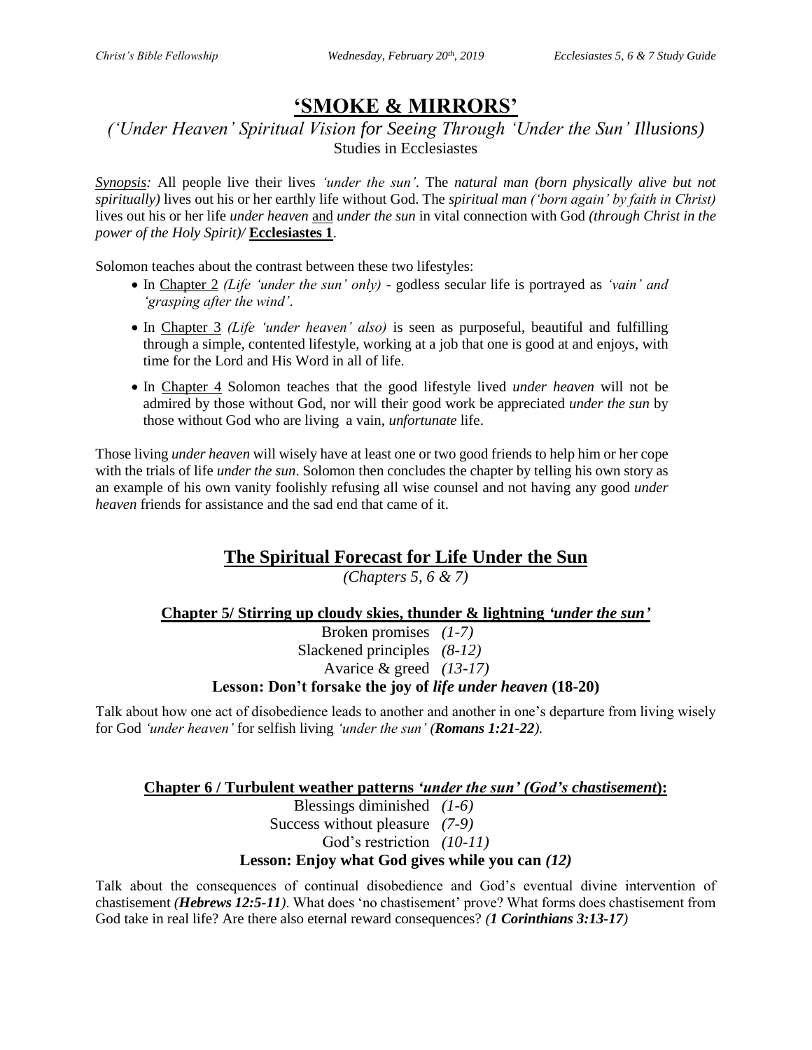# 'SMOKE & MIRRORS'

*('Under Heaven' Spiritual Vision for Seeing Through 'Under the Sun' Illusions)*

Studies in Ecclesiastes

***Synopsis:*** All people live their lives *'under the sun'*. The *natural man (born physically alive but not spiritually)* lives out his or her earthly life without God. The *spiritual man ('born again' by faith in Christ)* lives out his or her life *under heaven* and *under the sun* in vital connection with God *(through Christ in the power of the Holy Spirit)/* **Ecclesiastes 1**.

Solomon teaches about the contrast between these two lifestyles:

- In Chapter 2 *(Life 'under the sun' only)* - godless secular life is portrayed as *'vain' and 'grasping after the wind'*.
- In Chapter 3 *(Life 'under heaven' also)* is seen as purposeful, beautiful and fulfilling through a simple, contented lifestyle, working at a job that one is good at and enjoys, with time for the Lord and His Word in all of life.
- In Chapter 4 Solomon teaches that the good lifestyle lived *under heaven* will not be admired by those without God, nor will their good work be appreciated *under the sun* by those without God who are living a vain, *unfortunate* life.

Those living *under heaven* will wisely have at least one or two good friends to help him or her cope with the trials of life *under the sun*. Solomon then concludes the chapter by telling his own story as an example of his own vanity foolishly refusing all wise counsel and not having any good *under heaven* friends for assistance and the sad end that came of it.

## The Spiritual Forecast for Life Under the Sun

*(Chapters 5, 6 & 7)*

### Chapter 5/ Stirring up cloudy skies, thunder & lightning *'under the sun'*

Broken promises *(1-7)*
Slackened principles *(8-12)*
Avarice & greed *(13-17)*

**Lesson: Don't forsake the joy of *life under heaven* (18-20)**

Talk about how one act of disobedience leads to another and another in one's departure from living wisely for God *'under heaven'* for selfish living *'under the sun' (**Romans 1:21-22**).*

### Chapter 6 / Turbulent weather patterns *'under the sun' (God's chastisement)*:

Blessings diminished *(1-6)*
Success without pleasure *(7-9)*
God's restriction *(10-11)*

**Lesson: Enjoy what God gives while you can *(12)***

Talk about the consequences of continual disobedience and God's eventual divine intervention of chastisement *(**Hebrews 12:5-11**)*. What does 'no chastisement' prove? What forms does chastisement from God take in real life? Are there also eternal reward consequences? *(**1 Corinthians 3:13-17**)*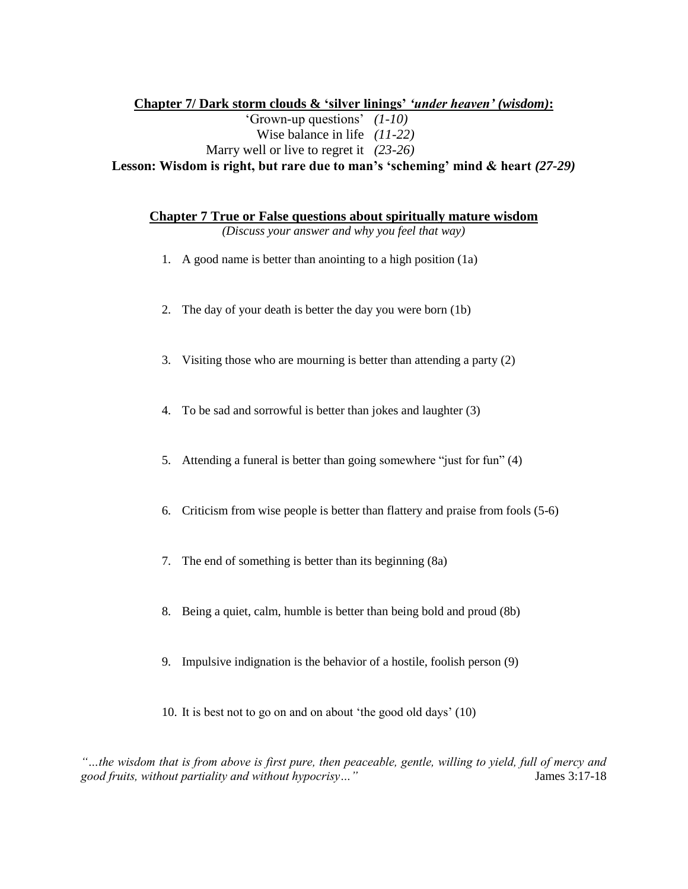**Chapter 7/ Dark storm clouds & 'silver linings' *'under heaven' (wisdom)*:**

'Grown-up questions' *(1-10)*
Wise balance in life *(11-22)*
Marry well or live to regret it *(23-26)*

**Lesson: Wisdom is right, but rare due to man's 'scheming' mind & heart *(27-29)***

**Chapter 7 True or False questions about spiritually mature wisdom**

*(Discuss your answer and why you feel that way)*

1. A good name is better than anointing to a high position (1a)
2. The day of your death is better the day you were born (1b)
3. Visiting those who are mourning is better than attending a party (2)
4. To be sad and sorrowful is better than jokes and laughter (3)
5. Attending a funeral is better than going somewhere "just for fun" (4)
6. Criticism from wise people is better than flattery and praise from fools (5-6)
7. The end of something is better than its beginning (8a)
8. Being a quiet, calm, humble is better than being bold and proud (8b)
9. Impulsive indignation is the behavior of a hostile, foolish person (9)
10. It is best not to go on and on about 'the good old days' (10)

*"…the wisdom that is from above is first pure, then peaceable, gentle, willing to yield, full of mercy and good fruits, without partiality and without hypocrisy…"* James 3:17-18